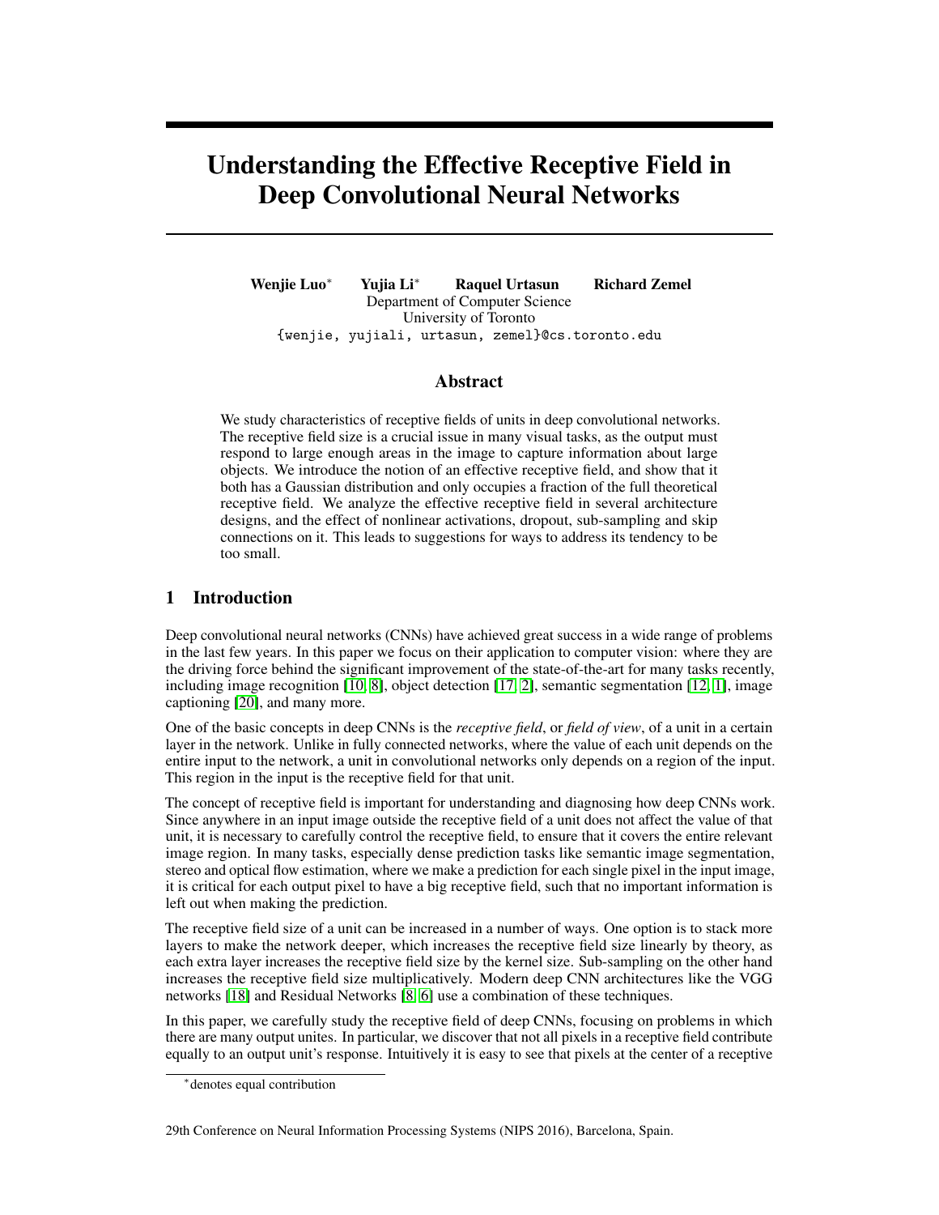# Understanding the Effective Receptive Field in Deep Convolutional Neural Networks

**Wenjie Luo*** **Yujia Li*** **Raquel Urtasun** **Richard Zemel**
Department of Computer Science
University of Toronto
{wenjie, yujiali, urtasun, zemel}@cs.toronto.edu

## Abstract

We study characteristics of receptive fields of units in deep convolutional networks. The receptive field size is a crucial issue in many visual tasks, as the output must respond to large enough areas in the image to capture information about large objects. We introduce the notion of an effective receptive field, and show that it both has a Gaussian distribution and only occupies a fraction of the full theoretical receptive field. We analyze the effective receptive field in several architecture designs, and the effect of nonlinear activations, dropout, sub-sampling and skip connections on it. This leads to suggestions for ways to address its tendency to be too small.

## 1 Introduction

Deep convolutional neural networks (CNNs) have achieved great success in a wide range of problems in the last few years. In this paper we focus on their application to computer vision: where they are the driving force behind the significant improvement of the state-of-the-art for many tasks recently, including image recognition [10, 8], object detection [17, 2], semantic segmentation [12, 1], image captioning [20], and many more.

One of the basic concepts in deep CNNs is the *receptive field*, or *field of view*, of a unit in a certain layer in the network. Unlike in fully connected networks, where the value of each unit depends on the entire input to the network, a unit in convolutional networks only depends on a region of the input. This region in the input is the receptive field for that unit.

The concept of receptive field is important for understanding and diagnosing how deep CNNs work. Since anywhere in an input image outside the receptive field of a unit does not affect the value of that unit, it is necessary to carefully control the receptive field, to ensure that it covers the entire relevant image region. In many tasks, especially dense prediction tasks like semantic image segmentation, stereo and optical flow estimation, where we make a prediction for each single pixel in the input image, it is critical for each output pixel to have a big receptive field, such that no important information is left out when making the prediction.

The receptive field size of a unit can be increased in a number of ways. One option is to stack more layers to make the network deeper, which increases the receptive field size linearly by theory, as each extra layer increases the receptive field size by the kernel size. Sub-sampling on the other hand increases the receptive field size multiplicatively. Modern deep CNN architectures like the VGG networks [18] and Residual Networks [8, 6] use a combination of these techniques.

In this paper, we carefully study the receptive field of deep CNNs, focusing on problems in which there are many output unites. In particular, we discover that not all pixels in a receptive field contribute equally to an output unit's response. Intuitively it is easy to see that pixels at the center of a receptive

*denotes equal contribution

29th Conference on Neural Information Processing Systems (NIPS 2016), Barcelona, Spain.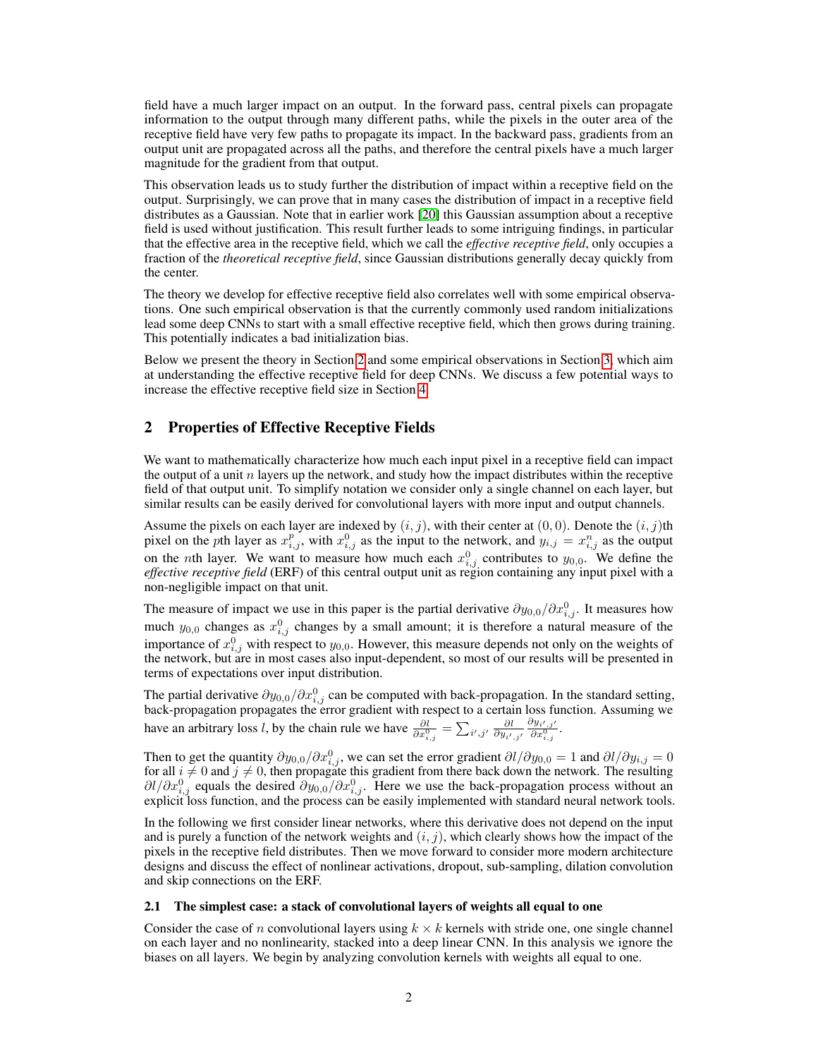field have a much larger impact on an output. In the forward pass, central pixels can propagate information to the output through many different paths, while the pixels in the outer area of the receptive field have very few paths to propagate its impact. In the backward pass, gradients from an output unit are propagated across all the paths, and therefore the central pixels have a much larger magnitude for the gradient from that output.

This observation leads us to study further the distribution of impact within a receptive field on the output. Surprisingly, we can prove that in many cases the distribution of impact in a receptive field distributes as a Gaussian. Note that in earlier work [20] this Gaussian assumption about a receptive field is used without justification. This result further leads to some intriguing findings, in particular that the effective area in the receptive field, which we call the *effective receptive field*, only occupies a fraction of the *theoretical receptive field*, since Gaussian distributions generally decay quickly from the center.

The theory we develop for effective receptive field also correlates well with some empirical observations. One such empirical observation is that the currently commonly used random initializations lead some deep CNNs to start with a small effective receptive field, which then grows during training. This potentially indicates a bad initialization bias.

Below we present the theory in Section 2 and some empirical observations in Section 3, which aim at understanding the effective receptive field for deep CNNs. We discuss a few potential ways to increase the effective receptive field size in Section 4.

## 2 Properties of Effective Receptive Fields

We want to mathematically characterize how much each input pixel in a receptive field can impact the output of a unit $n$ layers up the network, and study how the impact distributes within the receptive field of that output unit. To simplify notation we consider only a single channel on each layer, but similar results can be easily derived for convolutional layers with more input and output channels.

Assume the pixels on each layer are indexed by $(i, j)$, with their center at $(0, 0)$. Denote the $(i, j)$th pixel on the $p$th layer as $x^p_{i,j}$, with $x^0_{i,j}$ as the input to the network, and $y_{i,j} = x^n_{i,j}$ as the output on the $n$th layer. We want to measure how much each $x^0_{i,j}$ contributes to $y_{0,0}$. We define the *effective receptive field* (ERF) of this central output unit as region containing any input pixel with a non-negligible impact on that unit.

The measure of impact we use in this paper is the partial derivative $\partial y_{0,0}/\partial x^0_{i,j}$. It measures how much $y_{0,0}$ changes as $x^0_{i,j}$ changes by a small amount; it is therefore a natural measure of the importance of $x^0_{i,j}$ with respect to $y_{0,0}$. However, this measure depends not only on the weights of the network, but are in most cases also input-dependent, so most of our results will be presented in terms of expectations over input distribution.

The partial derivative $\partial y_{0,0}/\partial x^0_{i,j}$ can be computed with back-propagation. In the standard setting, back-propagation propagates the error gradient with respect to a certain loss function. Assuming we have an arbitrary loss $l$, by the chain rule we have $\frac{\partial l}{\partial x^0_{i,j}} = \sum_{i',j'} \frac{\partial l}{\partial y_{i',j'}} \frac{\partial y_{i',j'}}{\partial x^0_{i,j}}$.

Then to get the quantity $\partial y_{0,0}/\partial x^0_{i,j}$, we can set the error gradient $\partial l/\partial y_{0,0} = 1$ and $\partial l/\partial y_{i,j} = 0$ for all $i \neq 0$ and $j \neq 0$, then propagate this gradient from there back down the network. The resulting $\partial l/\partial x^0_{i,j}$ equals the desired $\partial y_{0,0}/\partial x^0_{i,j}$. Here we use the back-propagation process without an explicit loss function, and the process can be easily implemented with standard neural network tools.

In the following we first consider linear networks, where this derivative does not depend on the input and is purely a function of the network weights and $(i, j)$, which clearly shows how the impact of the pixels in the receptive field distributes. Then we move forward to consider more modern architecture designs and discuss the effect of nonlinear activations, dropout, sub-sampling, dilation convolution and skip connections on the ERF.

### 2.1 The simplest case: a stack of convolutional layers of weights all equal to one

Consider the case of $n$ convolutional layers using $k \times k$ kernels with stride one, one single channel on each layer and no nonlinearity, stacked into a deep linear CNN. In this analysis we ignore the biases on all layers. We begin by analyzing convolution kernels with weights all equal to one.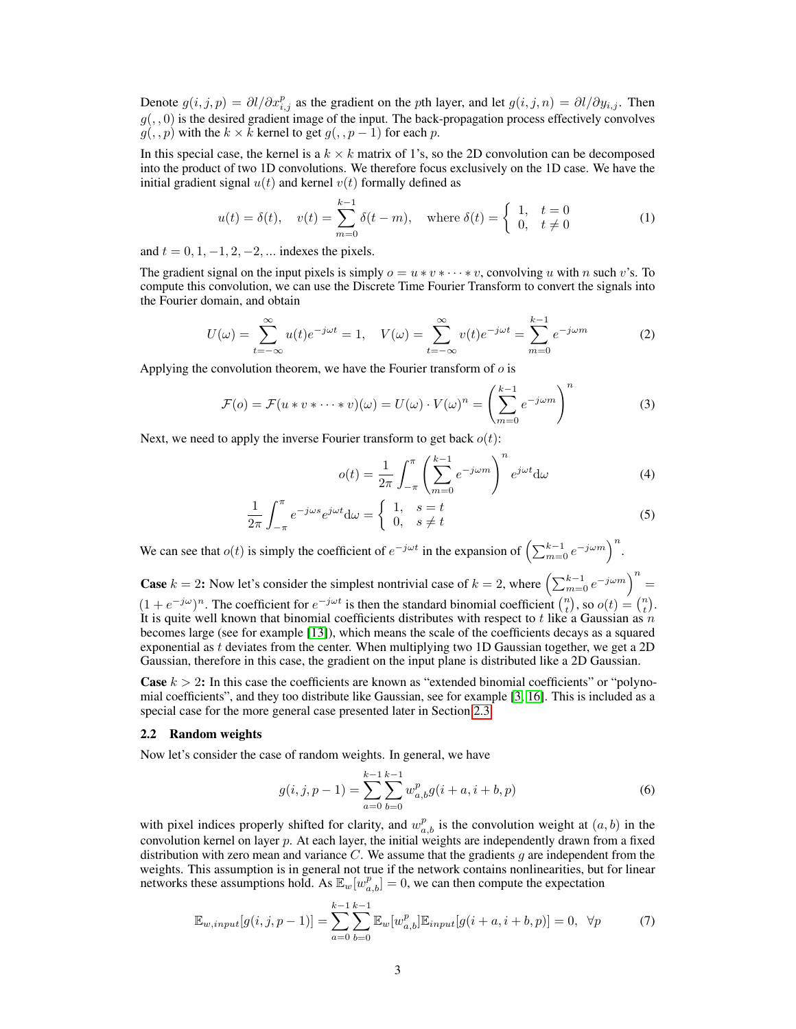Denote $g(i, j, p) = \partial l / \partial x^p_{i,j}$ as the gradient on the $p$th layer, and let $g(i, j, n) = \partial l / \partial y_{i,j}$. Then $g(,, 0)$ is the desired gradient image of the input. The back-propagation process effectively convolves $g(,, p)$ with the $k \times k$ kernel to get $g(,, p-1)$ for each $p$.

In this special case, the kernel is a $k \times k$ matrix of 1's, so the 2D convolution can be decomposed into the product of two 1D convolutions. We therefore focus exclusively on the 1D case. We have the initial gradient signal $u(t)$ and kernel $v(t)$ formally defined as

$$u(t) = \delta(t), \quad v(t) = \sum_{m=0}^{k-1} \delta(t - m), \quad \text{where } \delta(t) = \begin{cases} 1, & t = 0 \\ 0, & t \neq 0 \end{cases} \tag{1}$$

and $t = 0, 1, -1, 2, -2, \ldots$ indexes the pixels.

The gradient signal on the input pixels is simply $o = u * v * \cdots * v$, convolving $u$ with $n$ such $v$'s. To compute this convolution, we can use the Discrete Time Fourier Transform to convert the signals into the Fourier domain, and obtain

$$U(\omega) = \sum_{t=-\infty}^{\infty} u(t) e^{-j\omega t} = 1, \quad V(\omega) = \sum_{t=-\infty}^{\infty} v(t) e^{-j\omega t} = \sum_{m=0}^{k-1} e^{-j\omega m} \tag{2}$$

Applying the convolution theorem, we have the Fourier transform of $o$ is

$$\mathcal{F}(o) = \mathcal{F}(u * v * \cdots * v)(\omega) = U(\omega) \cdot V(\omega)^n = \left( \sum_{m=0}^{k-1} e^{-j\omega m} \right)^n \tag{3}$$

Next, we need to apply the inverse Fourier transform to get back $o(t)$:

$$o(t) = \frac{1}{2\pi} \int_{-\pi}^{\pi} \left( \sum_{m=0}^{k-1} e^{-j\omega m} \right)^n e^{j\omega t} \mathrm{d}\omega \tag{4}$$

$$\frac{1}{2\pi} \int_{-\pi}^{\pi} e^{-j\omega s} e^{j\omega t} \mathrm{d}\omega = \begin{cases} 1, & s = t \\ 0, & s \neq t \end{cases} \tag{5}$$

We can see that $o(t)$ is simply the coefficient of $e^{-j\omega t}$ in the expansion of $\left( \sum_{m=0}^{k-1} e^{-j\omega m} \right)^n$.

**Case $k = 2$:** Now let's consider the simplest nontrivial case of $k = 2$, where $\left( \sum_{m=0}^{k-1} e^{-j\omega m} \right)^n = (1 + e^{-j\omega})^n$. The coefficient for $e^{-j\omega t}$ is then the standard binomial coefficient $\binom{n}{t}$, so $o(t) = \binom{n}{t}$. It is quite well known that binomial coefficients distributes with respect to $t$ like a Gaussian as $n$ becomes large (see for example [13]), which means the scale of the coefficients decays as a squared exponential as $t$ deviates from the center. When multiplying two 1D Gaussian together, we get a 2D Gaussian, therefore in this case, the gradient on the input plane is distributed like a 2D Gaussian.

**Case $k > 2$:** In this case the coefficients are known as "extended binomial coefficients" or "polynomial coefficients", and they too distribute like Gaussian, see for example [3, 16]. This is included as a special case for the more general case presented later in Section 2.3.

### 2.2 Random weights

Now let's consider the case of random weights. In general, we have

$$g(i, j, p-1) = \sum_{a=0}^{k-1} \sum_{b=0}^{k-1} w^p_{a,b} g(i + a, i + b, p) \tag{6}$$

with pixel indices properly shifted for clarity, and $w^p_{a,b}$ is the convolution weight at $(a, b)$ in the convolution kernel on layer $p$. At each layer, the initial weights are independently drawn from a fixed distribution with zero mean and variance $C$. We assume that the gradients $g$ are independent from the weights. This assumption is in general not true if the network contains nonlinearities, but for linear networks these assumptions hold. As $\mathbb{E}_w[w^p_{a,b}] = 0$, we can then compute the expectation

$$\mathbb{E}_{w,input}[g(i, j, p-1)] = \sum_{a=0}^{k-1} \sum_{b=0}^{k-1} \mathbb{E}_w[w^p_{a,b}] \mathbb{E}_{input}[g(i + a, i + b, p)] = 0, \quad \forall p \tag{7}$$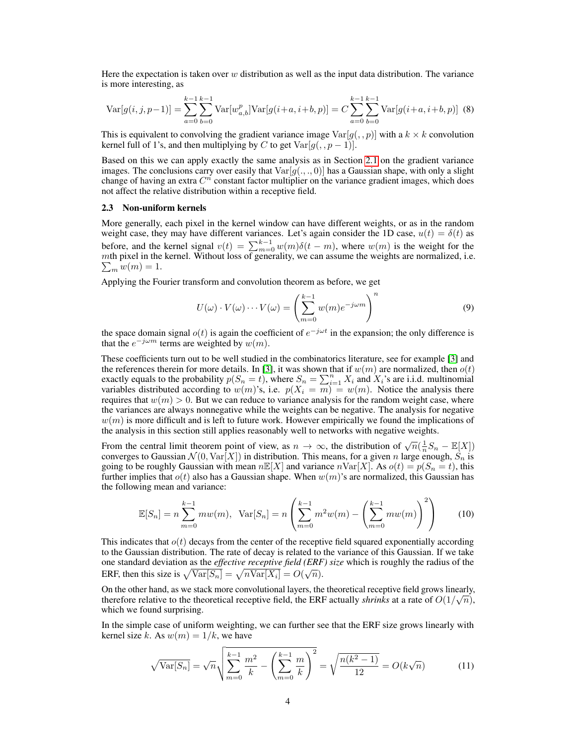Here the expectation is taken over $w$ distribution as well as the input data distribution. The variance is more interesting, as

$$\mathrm{Var}[g(i,j,p-1)] = \sum_{a=0}^{k-1}\sum_{b=0}^{k-1} \mathrm{Var}[w^p_{a,b}]\mathrm{Var}[g(i+a,i+b,p)] = C\sum_{a=0}^{k-1}\sum_{b=0}^{k-1} \mathrm{Var}[g(i+a,i+b,p)] \quad (8)$$

This is equivalent to convolving the gradient variance image $\mathrm{Var}[g(,,p)]$ with a $k \times k$ convolution kernel full of 1's, and then multiplying by $C$ to get $\mathrm{Var}[g(,,p-1)]$.

Based on this we can apply exactly the same analysis as in Section 2.1 on the gradient variance images. The conclusions carry over easily that $\mathrm{Var}[g(.,.,0)]$ has a Gaussian shape, with only a slight change of having an extra $C^n$ constant factor multiplier on the variance gradient images, which does not affect the relative distribution within a receptive field.

### 2.3 Non-uniform kernels

More generally, each pixel in the kernel window can have different weights, or as in the random weight case, they may have different variances. Let's again consider the 1D case, $u(t) = \delta(t)$ as before, and the kernel signal $v(t) = \sum_{m=0}^{k-1} w(m)\delta(t-m)$, where $w(m)$ is the weight for the $m$th pixel in the kernel. Without loss of generality, we can assume the weights are normalized, i.e. $\sum_m w(m) = 1$.

Applying the Fourier transform and convolution theorem as before, we get

$$U(\omega)\cdot V(\omega)\cdots V(\omega) = \left(\sum_{m=0}^{k-1} w(m)e^{-j\omega m}\right)^n \quad (9)$$

the space domain signal $o(t)$ is again the coefficient of $e^{-j\omega t}$ in the expansion; the only difference is that the $e^{-j\omega m}$ terms are weighted by $w(m)$.

These coefficients turn out to be well studied in the combinatorics literature, see for example [3] and the references therein for more details. In [3], it was shown that if $w(m)$ are normalized, then $o(t)$ exactly equals to the probability $p(S_n = t)$, where $S_n = \sum_{i=1}^n X_i$ and $X_i$'s are i.i.d. multinomial variables distributed according to $w(m)$'s, i.e. $p(X_i = m) = w(m)$. Notice the analysis there requires that $w(m) > 0$. But we can reduce to variance analysis for the random weight case, where the variances are always nonnegative while the weights can be negative. The analysis for negative $w(m)$ is more difficult and is left to future work. However empirically we found the implications of the analysis in this section still applies reasonably well to networks with negative weights.

From the central limit theorem point of view, as $n \to \infty$, the distribution of $\sqrt{n}(\frac{1}{n}S_n - \mathbb{E}[X])$ converges to Gaussian $\mathcal{N}(0, \mathrm{Var}[X])$ in distribution. This means, for a given $n$ large enough, $S_n$ is going to be roughly Gaussian with mean $n\mathbb{E}[X]$ and variance $n\mathrm{Var}[X]$. As $o(t) = p(S_n = t)$, this further implies that $o(t)$ also has a Gaussian shape. When $w(m)$'s are normalized, this Gaussian has the following mean and variance:

$$\mathbb{E}[S_n] = n\sum_{m=0}^{k-1} mw(m), \quad \mathrm{Var}[S_n] = n\left(\sum_{m=0}^{k-1} m^2 w(m) - \left(\sum_{m=0}^{k-1} mw(m)\right)^2\right) \quad (10)$$

This indicates that $o(t)$ decays from the center of the receptive field squared exponentially according to the Gaussian distribution. The rate of decay is related to the variance of this Gaussian. If we take one standard deviation as the ***effective receptive field (ERF) size*** which is roughly the radius of the ERF, then this size is $\sqrt{\mathrm{Var}[S_n]} = \sqrt{n\mathrm{Var}[X_i]} = O(\sqrt{n})$.

On the other hand, as we stack more convolutional layers, the theoretical receptive field grows linearly, therefore relative to the theoretical receptive field, the ERF actually *shrinks* at a rate of $O(1/\sqrt{n})$, which we found surprising.

In the simple case of uniform weighting, we can further see that the ERF size grows linearly with kernel size $k$. As $w(m) = 1/k$, we have

$$\sqrt{\mathrm{Var}[S_n]} = \sqrt{n}\sqrt{\sum_{m=0}^{k-1}\frac{m^2}{k} - \left(\sum_{m=0}^{k-1}\frac{m}{k}\right)^2} = \sqrt{\frac{n(k^2-1)}{12}} = O(k\sqrt{n}) \quad (11)$$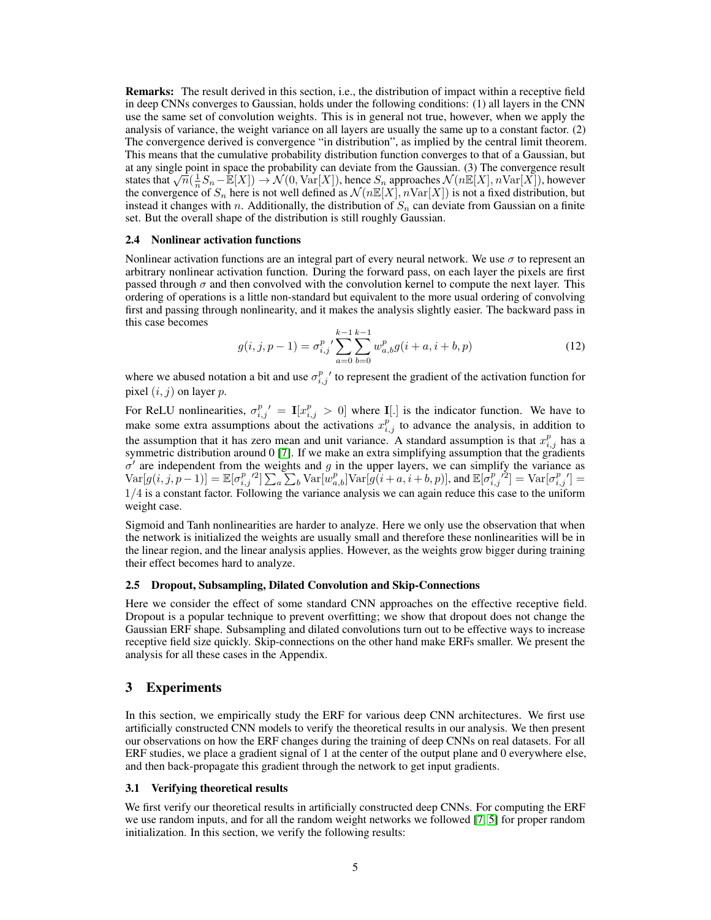**Remarks:** The result derived in this section, i.e., the distribution of impact within a receptive field in deep CNNs converges to Gaussian, holds under the following conditions: (1) all layers in the CNN use the same set of convolution weights. This is in general not true, however, when we apply the analysis of variance, the weight variance on all layers are usually the same up to a constant factor. (2) The convergence derived is convergence "in distribution", as implied by the central limit theorem. This means that the cumulative probability distribution function converges to that of a Gaussian, but at any single point in space the probability can deviate from the Gaussian. (3) The convergence result states that $\sqrt{n}(\frac{1}{n}S_n - \mathbb{E}[X]) \to \mathcal{N}(0, \mathrm{Var}[X])$, hence $S_n$ approaches $\mathcal{N}(n\mathbb{E}[X], n\mathrm{Var}[X])$, however the convergence of $S_n$ here is not well defined as $\mathcal{N}(n\mathbb{E}[X], n\mathrm{Var}[X])$ is not a fixed distribution, but instead it changes with $n$. Additionally, the distribution of $S_n$ can deviate from Gaussian on a finite set. But the overall shape of the distribution is still roughly Gaussian.

### 2.4 Nonlinear activation functions

Nonlinear activation functions are an integral part of every neural network. We use $\sigma$ to represent an arbitrary nonlinear activation function. During the forward pass, on each layer the pixels are first passed through $\sigma$ and then convolved with the convolution kernel to compute the next layer. This ordering of operations is a little non-standard but equivalent to the more usual ordering of convolving first and passing through nonlinearity, and it makes the analysis slightly easier. The backward pass in this case becomes

$$g(i, j, p-1) = {\sigma_{i,j}^{p}}' \sum_{a=0}^{k-1} \sum_{b=0}^{k-1} w_{a,b}^{p} g(i+a, i+b, p) \tag{12}$$

where we abused notation a bit and use ${\sigma_{i,j}^{p}}'$ to represent the gradient of the activation function for pixel $(i, j)$ on layer $p$.

For ReLU nonlinearities, ${\sigma_{i,j}^{p}}' = \mathbf{I}[x_{i,j}^{p} > 0]$ where $\mathbf{I}[.]$ is the indicator function. We have to make some extra assumptions about the activations $x_{i,j}^{p}$ to advance the analysis, in addition to the assumption that it has zero mean and unit variance. A standard assumption is that $x_{i,j}^{p}$ has a symmetric distribution around 0 [7]. If we make an extra simplifying assumption that the gradients $\sigma'$ are independent from the weights and $g$ in the upper layers, we can simplify the variance as $\mathrm{Var}[g(i, j, p-1)] = \mathbb{E}[{\sigma_{i,j}^{p}}'^2] \sum_a \sum_b \mathrm{Var}[w_{a,b}^{p}]\mathrm{Var}[g(i+a, i+b, p)]$, and $\mathbb{E}[{\sigma_{i,j}^{p}}'^2] = \mathrm{Var}[{\sigma_{i,j}^{p}}'] = 1/4$ is a constant factor. Following the variance analysis we can again reduce this case to the uniform weight case.

Sigmoid and Tanh nonlinearities are harder to analyze. Here we only use the observation that when the network is initialized the weights are usually small and therefore these nonlinearities will be in the linear region, and the linear analysis applies. However, as the weights grow bigger during training their effect becomes hard to analyze.

### 2.5 Dropout, Subsampling, Dilated Convolution and Skip-Connections

Here we consider the effect of some standard CNN approaches on the effective receptive field. Dropout is a popular technique to prevent overfitting; we show that dropout does not change the Gaussian ERF shape. Subsampling and dilated convolutions turn out to be effective ways to increase receptive field size quickly. Skip-connections on the other hand make ERFs smaller. We present the analysis for all these cases in the Appendix.

## 3 Experiments

In this section, we empirically study the ERF for various deep CNN architectures. We first use artificially constructed CNN models to verify the theoretical results in our analysis. We then present our observations on how the ERF changes during the training of deep CNNs on real datasets. For all ERF studies, we place a gradient signal of 1 at the center of the output plane and 0 everywhere else, and then back-propagate this gradient through the network to get input gradients.

### 3.1 Verifying theoretical results

We first verify our theoretical results in artificially constructed deep CNNs. For computing the ERF we use random inputs, and for all the random weight networks we followed [7, 5] for proper random initialization. In this section, we verify the following results: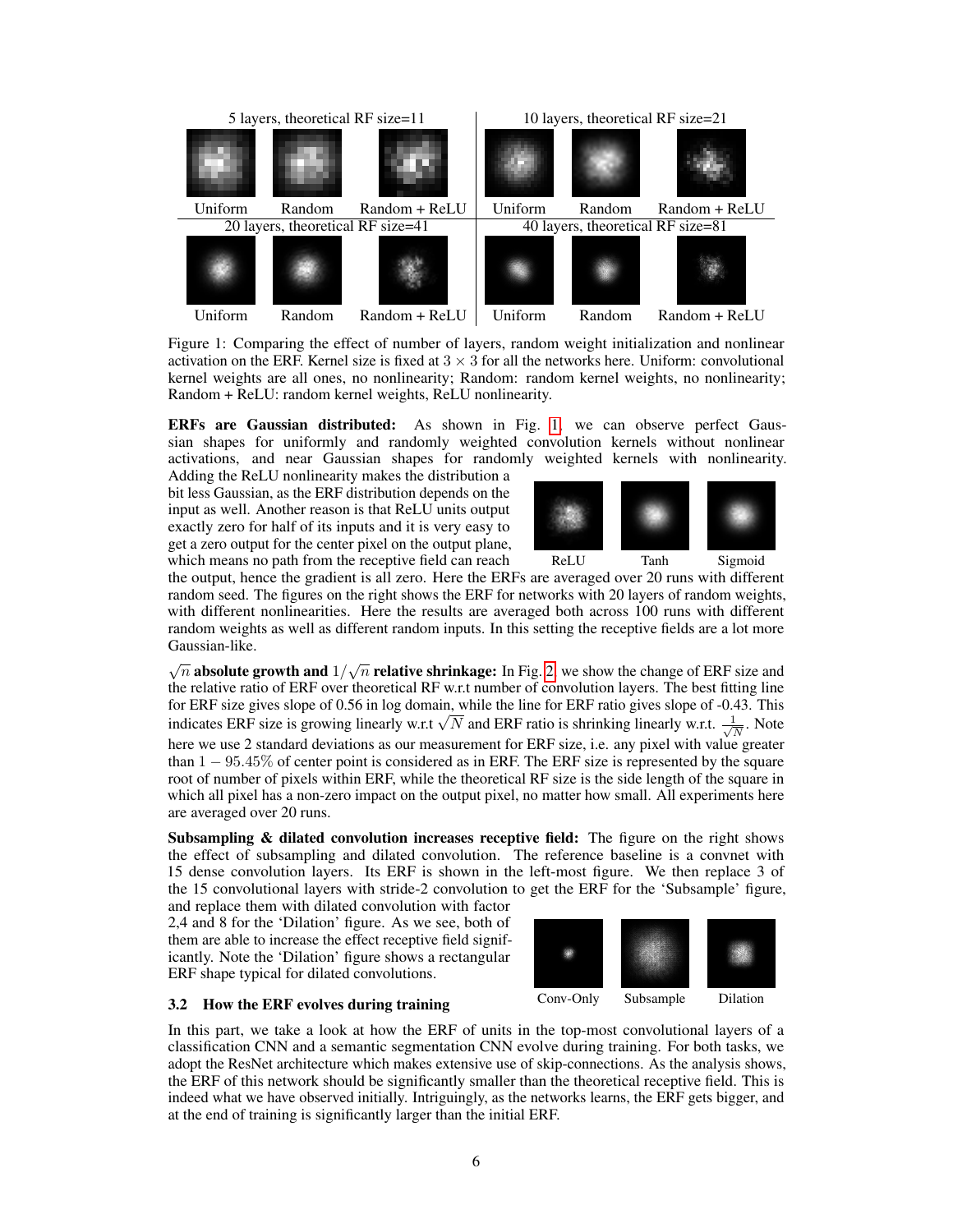5 layers, theoretical RF size=11 — Uniform, Random, Random + ReLU
10 layers, theoretical RF size=21 — Uniform, Random, Random + ReLU
20 layers, theoretical RF size=41 — Uniform, Random, Random + ReLU
40 layers, theoretical RF size=81 — Uniform, Random, Random + ReLU

Figure 1: Comparing the effect of number of layers, random weight initialization and nonlinear activation on the ERF. Kernel size is fixed at $3 \times 3$ for all the networks here. Uniform: convolutional kernel weights are all ones, no nonlinearity; Random: random kernel weights, no nonlinearity; Random + ReLU: random kernel weights, ReLU nonlinearity.

**ERFs are Gaussian distributed:** As shown in Fig. 1, we can observe perfect Gaussian shapes for uniformly and randomly weighted convolution kernels without nonlinear activations, and near Gaussian shapes for randomly weighted kernels with nonlinearity. Adding the ReLU nonlinearity makes the distribution a bit less Gaussian, as the ERF distribution depends on the input as well. Another reason is that ReLU units output exactly zero for half of its inputs and it is very easy to get a zero output for the center pixel on the output plane, which means no path from the receptive field can reach the output, hence the gradient is all zero. Here the ERFs are averaged over 20 runs with different random seed. The figures on the right shows the ERF for networks with 20 layers of random weights, with different nonlinearities. Here the results are averaged both across 100 runs with different random weights as well as different random inputs. In this setting the receptive fields are a lot more Gaussian-like.

ReLU — Tanh — Sigmoid

**$\sqrt{n}$ absolute growth and $1/\sqrt{n}$ relative shrinkage:** In Fig. 2, we show the change of ERF size and the relative ratio of ERF over theoretical RF w.r.t number of convolution layers. The best fitting line for ERF size gives slope of 0.56 in log domain, while the line for ERF ratio gives slope of -0.43. This indicates ERF size is growing linearly w.r.t $\sqrt{N}$ and ERF ratio is shrinking linearly w.r.t. $\frac{1}{\sqrt{N}}$. Note here we use 2 standard deviations as our measurement for ERF size, i.e. any pixel with value greater than $1 - 95.45\%$ of center point is considered as in ERF. The ERF size is represented by the square root of number of pixels within ERF, while the theoretical RF size is the side length of the square in which all pixel has a non-zero impact on the output pixel, no matter how small. All experiments here are averaged over 20 runs.

**Subsampling & dilated convolution increases receptive field:** The figure on the right shows the effect of subsampling and dilated convolution. The reference baseline is a convnet with 15 dense convolution layers. Its ERF is shown in the left-most figure. We then replace 3 of the 15 convolutional layers with stride-2 convolution to get the ERF for the 'Subsample' figure, and replace them with dilated convolution with factor 2,4 and 8 for the 'Dilation' figure. As we see, both of them are able to increase the effect receptive field significantly. Note the 'Dilation' figure shows a rectangular ERF shape typical for dilated convolutions.

Conv-Only — Subsample — Dilation

### 3.2 How the ERF evolves during training

In this part, we take a look at how the ERF of units in the top-most convolutional layers of a classification CNN and a semantic segmentation CNN evolve during training. For both tasks, we adopt the ResNet architecture which makes extensive use of skip-connections. As the analysis shows, the ERF of this network should be significantly smaller than the theoretical receptive field. This is indeed what we have observed initially. Intriguingly, as the networks learns, the ERF gets bigger, and at the end of training is significantly larger than the initial ERF.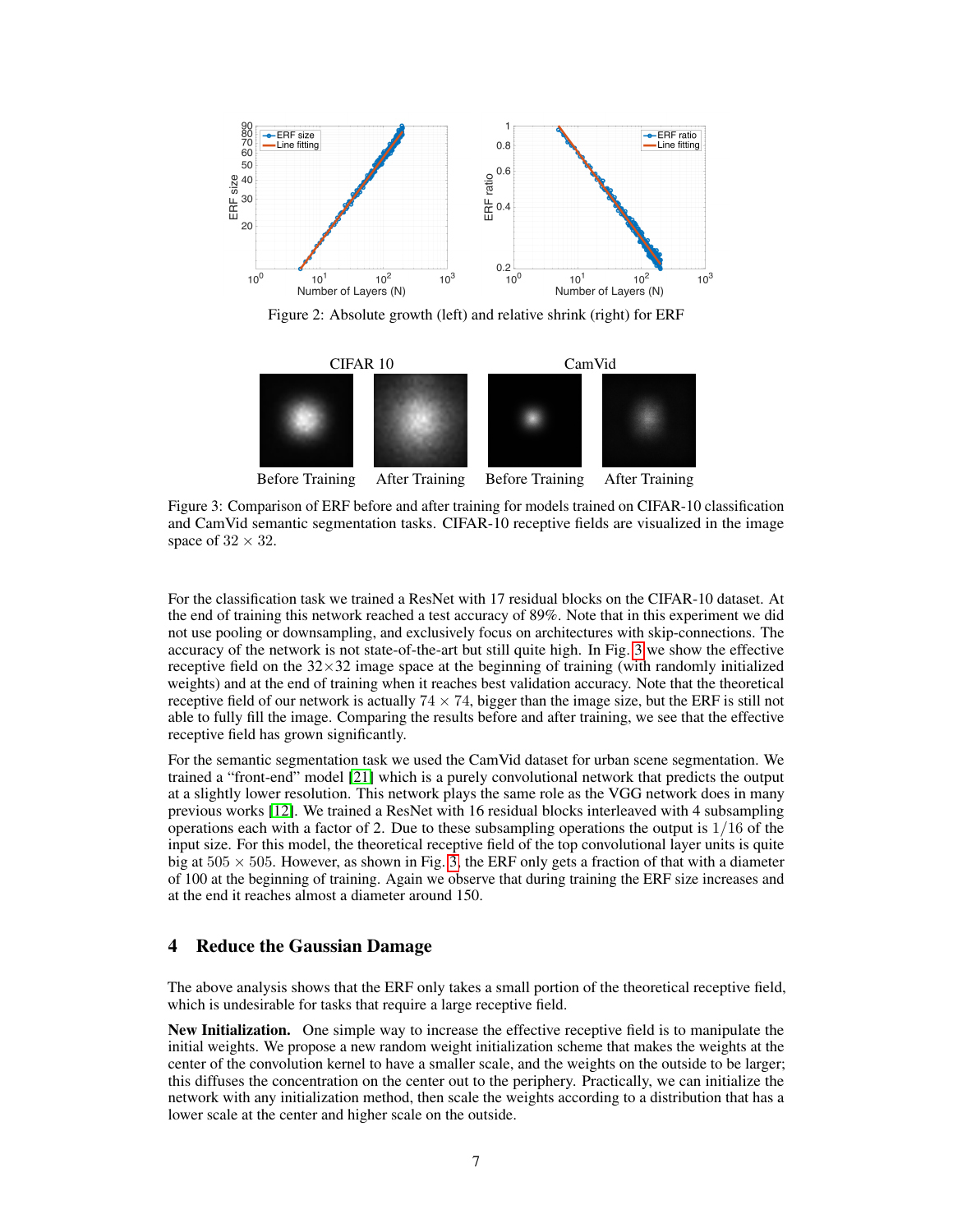Figure 2: Absolute growth (left) and relative shrink (right) for ERF

Figure 3: Comparison of ERF before and after training for models trained on CIFAR-10 classification and CamVid semantic segmentation tasks. CIFAR-10 receptive fields are visualized in the image space of $32 \times 32$.

For the classification task we trained a ResNet with 17 residual blocks on the CIFAR-10 dataset. At the end of training this network reached a test accuracy of 89%. Note that in this experiment we did not use pooling or downsampling, and exclusively focus on architectures with skip-connections. The accuracy of the network is not state-of-the-art but still quite high. In Fig. 3 we show the effective receptive field on the $32 \times 32$ image space at the beginning of training (with randomly initialized weights) and at the end of training when it reaches best validation accuracy. Note that the theoretical receptive field of our network is actually $74 \times 74$, bigger than the image size, but the ERF is still not able to fully fill the image. Comparing the results before and after training, we see that the effective receptive field has grown significantly.

For the semantic segmentation task we used the CamVid dataset for urban scene segmentation. We trained a "front-end" model [21] which is a purely convolutional network that predicts the output at a slightly lower resolution. This network plays the same role as the VGG network does in many previous works [12]. We trained a ResNet with 16 residual blocks interleaved with 4 subsampling operations each with a factor of 2. Due to these subsampling operations the output is $1/16$ of the input size. For this model, the theoretical receptive field of the top convolutional layer units is quite big at $505 \times 505$. However, as shown in Fig. 3, the ERF only gets a fraction of that with a diameter of 100 at the beginning of training. Again we observe that during training the ERF size increases and at the end it reaches almost a diameter around 150.

## 4 Reduce the Gaussian Damage

The above analysis shows that the ERF only takes a small portion of the theoretical receptive field, which is undesirable for tasks that require a large receptive field.

**New Initialization.** One simple way to increase the effective receptive field is to manipulate the initial weights. We propose a new random weight initialization scheme that makes the weights at the center of the convolution kernel to have a smaller scale, and the weights on the outside to be larger; this diffuses the concentration on the center out to the periphery. Practically, we can initialize the network with any initialization method, then scale the weights according to a distribution that has a lower scale at the center and higher scale on the outside.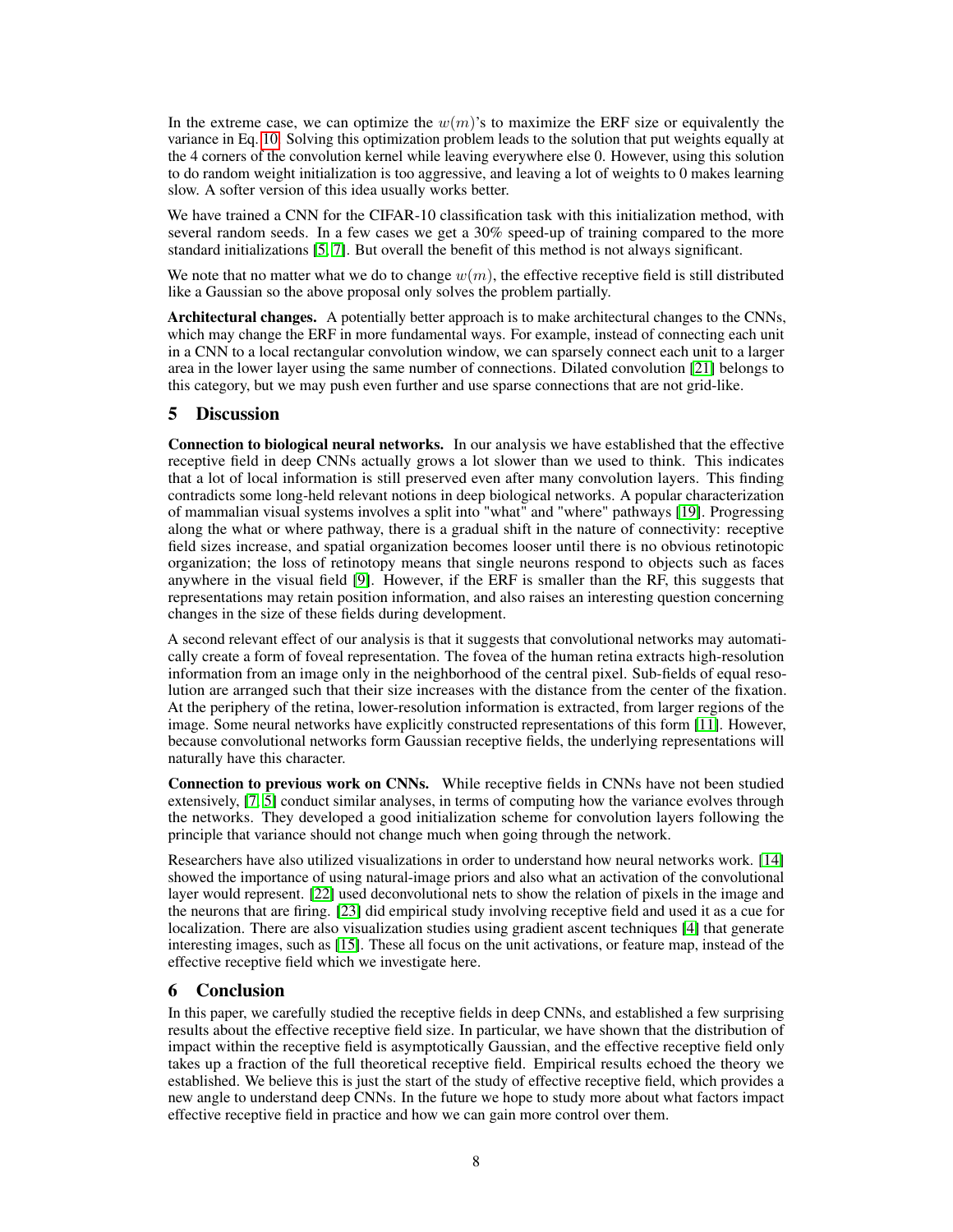In the extreme case, we can optimize the $w(m)$'s to maximize the ERF size or equivalently the variance in Eq. 10. Solving this optimization problem leads to the solution that put weights equally at the 4 corners of the convolution kernel while leaving everywhere else 0. However, using this solution to do random weight initialization is too aggressive, and leaving a lot of weights to 0 makes learning slow. A softer version of this idea usually works better.

We have trained a CNN for the CIFAR-10 classification task with this initialization method, with several random seeds. In a few cases we get a 30% speed-up of training compared to the more standard initializations [5, 7]. But overall the benefit of this method is not always significant.

We note that no matter what we do to change $w(m)$, the effective receptive field is still distributed like a Gaussian so the above proposal only solves the problem partially.

**Architectural changes.** A potentially better approach is to make architectural changes to the CNNs, which may change the ERF in more fundamental ways. For example, instead of connecting each unit in a CNN to a local rectangular convolution window, we can sparsely connect each unit to a larger area in the lower layer using the same number of connections. Dilated convolution [21] belongs to this category, but we may push even further and use sparse connections that are not grid-like.

# 5 Discussion

**Connection to biological neural networks.** In our analysis we have established that the effective receptive field in deep CNNs actually grows a lot slower than we used to think. This indicates that a lot of local information is still preserved even after many convolution layers. This finding contradicts some long-held relevant notions in deep biological networks. A popular characterization of mammalian visual systems involves a split into "what" and "where" pathways [19]. Progressing along the what or where pathway, there is a gradual shift in the nature of connectivity: receptive field sizes increase, and spatial organization becomes looser until there is no obvious retinotopic organization; the loss of retinotopy means that single neurons respond to objects such as faces anywhere in the visual field [9]. However, if the ERF is smaller than the RF, this suggests that representations may retain position information, and also raises an interesting question concerning changes in the size of these fields during development.

A second relevant effect of our analysis is that it suggests that convolutional networks may automatically create a form of foveal representation. The fovea of the human retina extracts high-resolution information from an image only in the neighborhood of the central pixel. Sub-fields of equal resolution are arranged such that their size increases with the distance from the center of the fixation. At the periphery of the retina, lower-resolution information is extracted, from larger regions of the image. Some neural networks have explicitly constructed representations of this form [11]. However, because convolutional networks form Gaussian receptive fields, the underlying representations will naturally have this character.

**Connection to previous work on CNNs.** While receptive fields in CNNs have not been studied extensively, [7, 5] conduct similar analyses, in terms of computing how the variance evolves through the networks. They developed a good initialization scheme for convolution layers following the principle that variance should not change much when going through the network.

Researchers have also utilized visualizations in order to understand how neural networks work. [14] showed the importance of using natural-image priors and also what an activation of the convolutional layer would represent. [22] used deconvolutional nets to show the relation of pixels in the image and the neurons that are firing. [23] did empirical study involving receptive field and used it as a cue for localization. There are also visualization studies using gradient ascent techniques [4] that generate interesting images, such as [15]. These all focus on the unit activations, or feature map, instead of the effective receptive field which we investigate here.

# 6 Conclusion

In this paper, we carefully studied the receptive fields in deep CNNs, and established a few surprising results about the effective receptive field size. In particular, we have shown that the distribution of impact within the receptive field is asymptotically Gaussian, and the effective receptive field only takes up a fraction of the full theoretical receptive field. Empirical results echoed the theory we established. We believe this is just the start of the study of effective receptive field, which provides a new angle to understand deep CNNs. In the future we hope to study more about what factors impact effective receptive field in practice and how we can gain more control over them.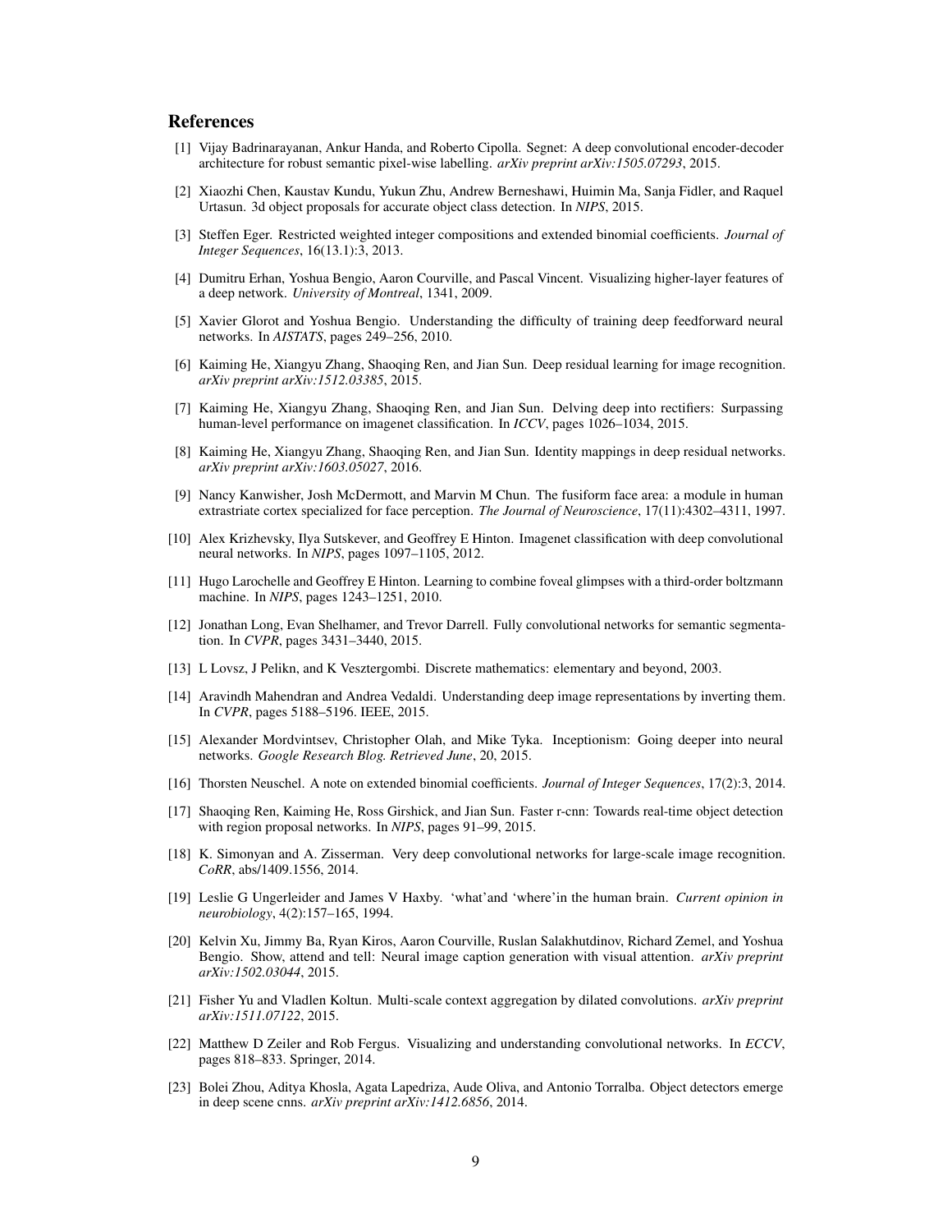## References

[1] Vijay Badrinarayanan, Ankur Handa, and Roberto Cipolla. Segnet: A deep convolutional encoder-decoder architecture for robust semantic pixel-wise labelling. *arXiv preprint arXiv:1505.07293*, 2015.

[2] Xiaozhi Chen, Kaustav Kundu, Yukun Zhu, Andrew Berneshawi, Huimin Ma, Sanja Fidler, and Raquel Urtasun. 3d object proposals for accurate object class detection. In *NIPS*, 2015.

[3] Steffen Eger. Restricted weighted integer compositions and extended binomial coefficients. *Journal of Integer Sequences*, 16(13.1):3, 2013.

[4] Dumitru Erhan, Yoshua Bengio, Aaron Courville, and Pascal Vincent. Visualizing higher-layer features of a deep network. *University of Montreal*, 1341, 2009.

[5] Xavier Glorot and Yoshua Bengio. Understanding the difficulty of training deep feedforward neural networks. In *AISTATS*, pages 249–256, 2010.

[6] Kaiming He, Xiangyu Zhang, Shaoqing Ren, and Jian Sun. Deep residual learning for image recognition. *arXiv preprint arXiv:1512.03385*, 2015.

[7] Kaiming He, Xiangyu Zhang, Shaoqing Ren, and Jian Sun. Delving deep into rectifiers: Surpassing human-level performance on imagenet classification. In *ICCV*, pages 1026–1034, 2015.

[8] Kaiming He, Xiangyu Zhang, Shaoqing Ren, and Jian Sun. Identity mappings in deep residual networks. *arXiv preprint arXiv:1603.05027*, 2016.

[9] Nancy Kanwisher, Josh McDermott, and Marvin M Chun. The fusiform face area: a module in human extrastriate cortex specialized for face perception. *The Journal of Neuroscience*, 17(11):4302–4311, 1997.

[10] Alex Krizhevsky, Ilya Sutskever, and Geoffrey E Hinton. Imagenet classification with deep convolutional neural networks. In *NIPS*, pages 1097–1105, 2012.

[11] Hugo Larochelle and Geoffrey E Hinton. Learning to combine foveal glimpses with a third-order boltzmann machine. In *NIPS*, pages 1243–1251, 2010.

[12] Jonathan Long, Evan Shelhamer, and Trevor Darrell. Fully convolutional networks for semantic segmentation. In *CVPR*, pages 3431–3440, 2015.

[13] L Lovsz, J Pelikn, and K Vesztergombi. Discrete mathematics: elementary and beyond, 2003.

[14] Aravindh Mahendran and Andrea Vedaldi. Understanding deep image representations by inverting them. In *CVPR*, pages 5188–5196. IEEE, 2015.

[15] Alexander Mordvintsev, Christopher Olah, and Mike Tyka. Inceptionism: Going deeper into neural networks. *Google Research Blog. Retrieved June*, 20, 2015.

[16] Thorsten Neuschel. A note on extended binomial coefficients. *Journal of Integer Sequences*, 17(2):3, 2014.

[17] Shaoqing Ren, Kaiming He, Ross Girshick, and Jian Sun. Faster r-cnn: Towards real-time object detection with region proposal networks. In *NIPS*, pages 91–99, 2015.

[18] K. Simonyan and A. Zisserman. Very deep convolutional networks for large-scale image recognition. *CoRR*, abs/1409.1556, 2014.

[19] Leslie G Ungerleider and James V Haxby. 'what'and 'where'in the human brain. *Current opinion in neurobiology*, 4(2):157–165, 1994.

[20] Kelvin Xu, Jimmy Ba, Ryan Kiros, Aaron Courville, Ruslan Salakhutdinov, Richard Zemel, and Yoshua Bengio. Show, attend and tell: Neural image caption generation with visual attention. *arXiv preprint arXiv:1502.03044*, 2015.

[21] Fisher Yu and Vladlen Koltun. Multi-scale context aggregation by dilated convolutions. *arXiv preprint arXiv:1511.07122*, 2015.

[22] Matthew D Zeiler and Rob Fergus. Visualizing and understanding convolutional networks. In *ECCV*, pages 818–833. Springer, 2014.

[23] Bolei Zhou, Aditya Khosla, Agata Lapedriza, Aude Oliva, and Antonio Torralba. Object detectors emerge in deep scene cnns. *arXiv preprint arXiv:1412.6856*, 2014.